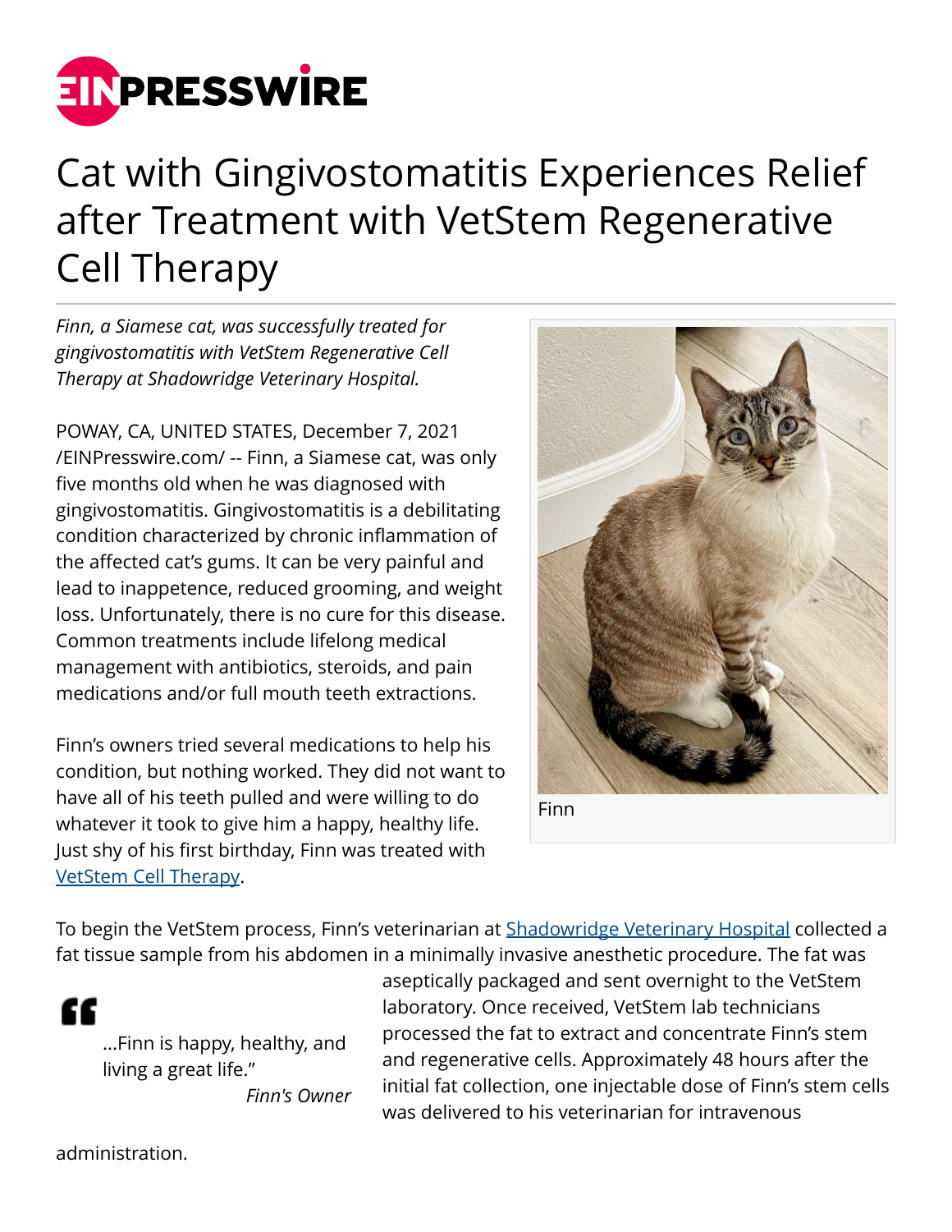# Cat with Gingivostomatitis Experiences Relief after Treatment with VetStem Regenerative Cell Therapy

*Finn, a Siamese cat, was successfully treated for gingivostomatitis with VetStem Regenerative Cell Therapy at Shadowridge Veterinary Hospital.*

POWAY, CA, UNITED STATES, December 7, 2021 /EINPresswire.com/ -- Finn, a Siamese cat, was only five months old when he was diagnosed with gingivostomatitis. Gingivostomatitis is a debilitating condition characterized by chronic inflammation of the affected cat's gums. It can be very painful and lead to inappetence, reduced grooming, and weight loss. Unfortunately, there is no cure for this disease. Common treatments include lifelong medical management with antibiotics, steroids, and pain medications and/or full mouth teeth extractions.

Finn's owners tried several medications to help his condition, but nothing worked. They did not want to have all of his teeth pulled and were willing to do whatever it took to give him a happy, healthy life. Just shy of his first birthday, Finn was treated with VetStem Cell Therapy.

Finn

To begin the VetStem process, Finn's veterinarian at Shadowridge Veterinary Hospital collected a fat tissue sample from his abdomen in a minimally invasive anesthetic procedure. The fat was aseptically packaged and sent overnight to the VetStem laboratory. Once received, VetStem lab technicians processed the fat to extract and concentrate Finn's stem and regenerative cells. Approximately 48 hours after the initial fat collection, one injectable dose of Finn's stem cells was delivered to his veterinarian for intravenous administration.

> "...Finn is happy, healthy, and living a great life."
>
> *Finn's Owner*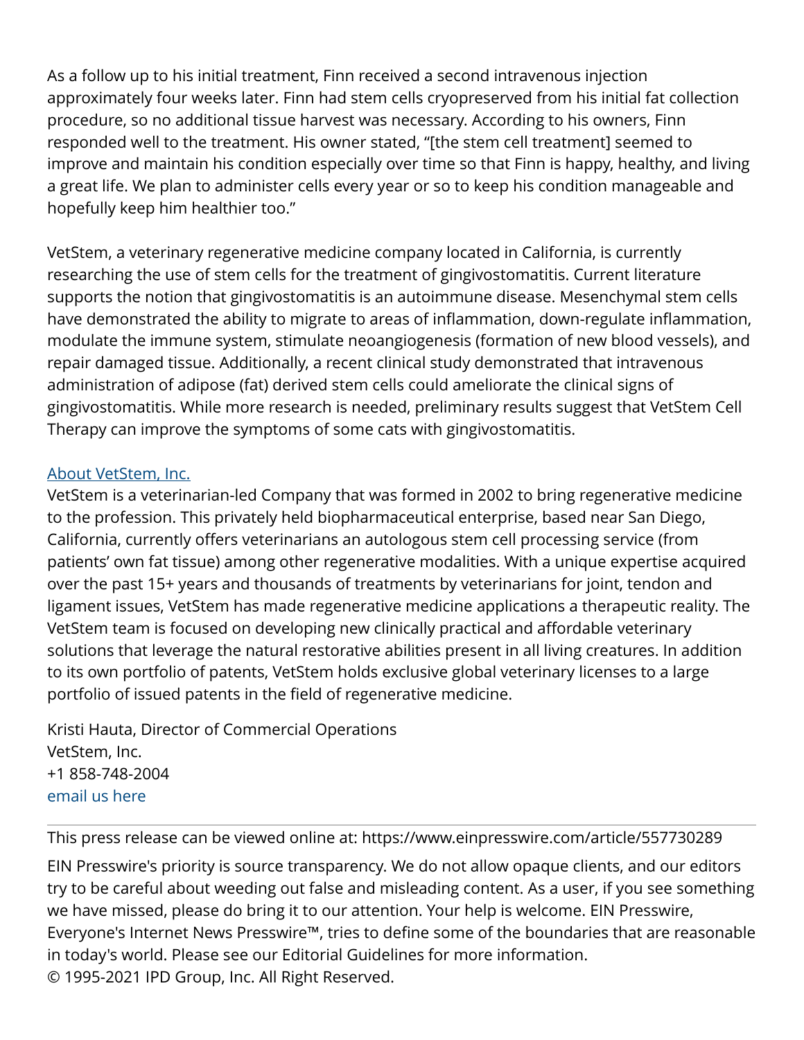As a follow up to his initial treatment, Finn received a second intravenous injection approximately four weeks later. Finn had stem cells cryopreserved from his initial fat collection procedure, so no additional tissue harvest was necessary. According to his owners, Finn responded well to the treatment. His owner stated, "[the stem cell treatment] seemed to improve and maintain his condition especially over time so that Finn is happy, healthy, and living a great life. We plan to administer cells every year or so to keep his condition manageable and hopefully keep him healthier too."

VetStem, a veterinary regenerative medicine company located in California, is currently researching the use of stem cells for the treatment of gingivostomatitis. Current literature supports the notion that gingivostomatitis is an autoimmune disease. Mesenchymal stem cells have demonstrated the ability to migrate to areas of inflammation, down-regulate inflammation, modulate the immune system, stimulate neoangiogenesis (formation of new blood vessels), and repair damaged tissue. Additionally, a recent clinical study demonstrated that intravenous administration of adipose (fat) derived stem cells could ameliorate the clinical signs of gingivostomatitis. While more research is needed, preliminary results suggest that VetStem Cell Therapy can improve the symptoms of some cats with gingivostomatitis.

About VetStem, Inc.

VetStem is a veterinarian-led Company that was formed in 2002 to bring regenerative medicine to the profession. This privately held biopharmaceutical enterprise, based near San Diego, California, currently offers veterinarians an autologous stem cell processing service (from patients' own fat tissue) among other regenerative modalities. With a unique expertise acquired over the past 15+ years and thousands of treatments by veterinarians for joint, tendon and ligament issues, VetStem has made regenerative medicine applications a therapeutic reality. The VetStem team is focused on developing new clinically practical and affordable veterinary solutions that leverage the natural restorative abilities present in all living creatures. In addition to its own portfolio of patents, VetStem holds exclusive global veterinary licenses to a large portfolio of issued patents in the field of regenerative medicine.

Kristi Hauta, Director of Commercial Operations
VetStem, Inc.
+1 858-748-2004
email us here

---

This press release can be viewed online at: https://www.einpresswire.com/article/557730289

EIN Presswire's priority is source transparency. We do not allow opaque clients, and our editors try to be careful about weeding out false and misleading content. As a user, if you see something we have missed, please do bring it to our attention. Your help is welcome. EIN Presswire, Everyone's Internet News Presswire™, tries to define some of the boundaries that are reasonable in today's world. Please see our Editorial Guidelines for more information.
© 1995-2021 IPD Group, Inc. All Right Reserved.